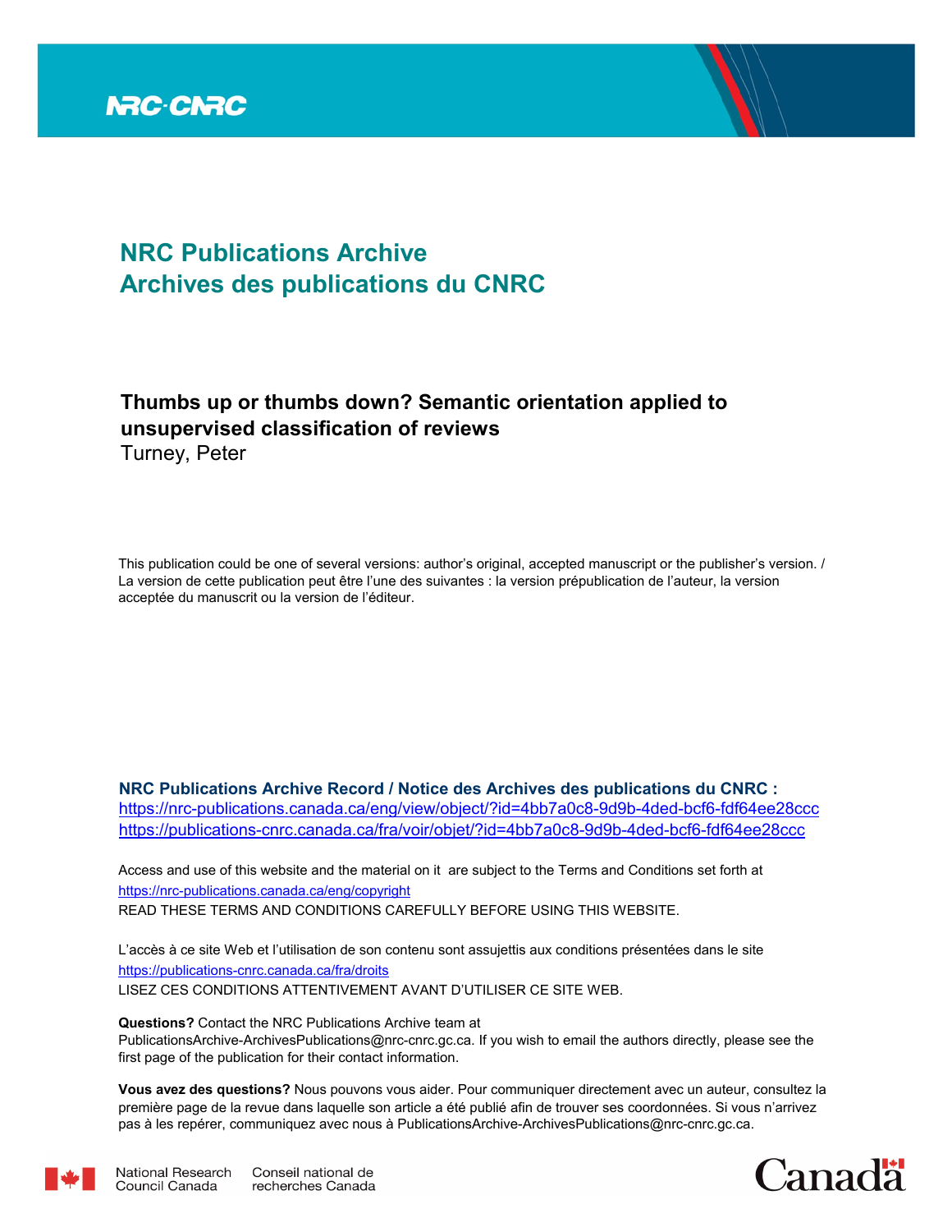# NRC Publications Archive
# Archives des publications du CNRC

**Thumbs up or thumbs down? Semantic orientation applied to unsupervised classification of reviews**
Turney, Peter

This publication could be one of several versions: author's original, accepted manuscript or the publisher's version. / La version de cette publication peut être l'une des suivantes : la version prépublication de l'auteur, la version acceptée du manuscrit ou la version de l'éditeur.

**NRC Publications Archive Record / Notice des Archives des publications du CNRC :**
https://nrc-publications.canada.ca/eng/view/object/?id=4bb7a0c8-9d9b-4ded-bcf6-fdf64ee28ccc
https://publications-cnrc.canada.ca/fra/voir/objet/?id=4bb7a0c8-9d9b-4ded-bcf6-fdf64ee28ccc

Access and use of this website and the material on it are subject to the Terms and Conditions set forth at
https://nrc-publications.canada.ca/eng/copyright
READ THESE TERMS AND CONDITIONS CAREFULLY BEFORE USING THIS WEBSITE.

L'accès à ce site Web et l'utilisation de son contenu sont assujettis aux conditions présentées dans le site
https://publications-cnrc.canada.ca/fra/droits
LISEZ CES CONDITIONS ATTENTIVEMENT AVANT D'UTILISER CE SITE WEB.

**Questions?** Contact the NRC Publications Archive team at PublicationsArchive-ArchivesPublications@nrc-cnrc.gc.ca. If you wish to email the authors directly, please see the first page of the publication for their contact information.

**Vous avez des questions?** Nous pouvons vous aider. Pour communiquer directement avec un auteur, consultez la première page de la revue dans laquelle son article a été publié afin de trouver ses coordonnées. Si vous n'arrivez pas à les repérer, communiquez avec nous à PublicationsArchive-ArchivesPublications@nrc-cnrc.gc.ca.

National Research Council Canada — Conseil national de recherches Canada

Canada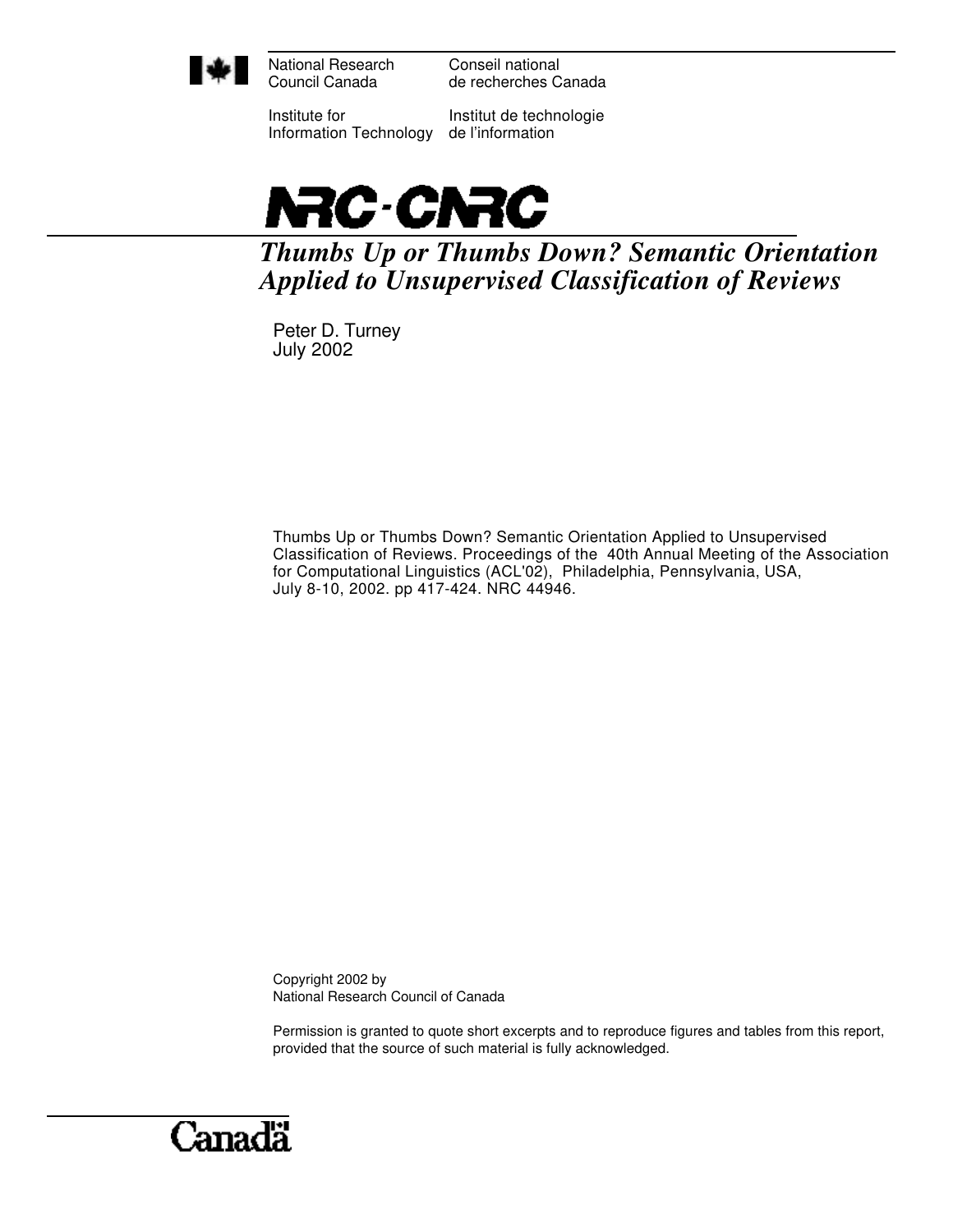National Research Council Canada

Conseil national de recherches Canada

Institute for Information Technology

Institut de technologie de l'information

# NRC-CNRC

## *Thumbs Up or Thumbs Down? Semantic Orientation Applied to Unsupervised Classification of Reviews*

Peter D. Turney
July 2002

Thumbs Up or Thumbs Down? Semantic Orientation Applied to Unsupervised Classification of Reviews. Proceedings of the 40th Annual Meeting of the Association for Computational Linguistics (ACL'02), Philadelphia, Pennsylvania, USA, July 8-10, 2002. pp 417-424. NRC 44946.

Copyright 2002 by
National Research Council of Canada

Permission is granted to quote short excerpts and to reproduce figures and tables from this report, provided that the source of such material is fully acknowledged.

Canada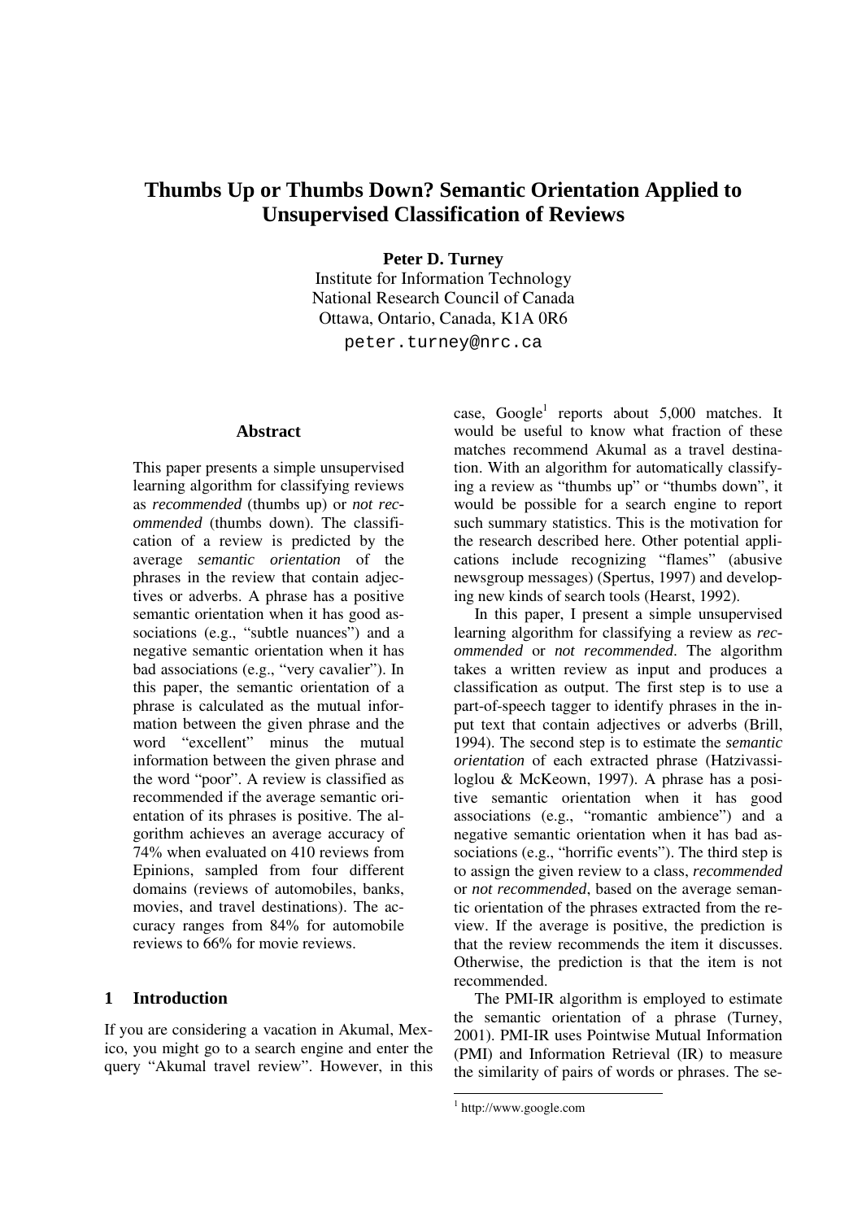# Thumbs Up or Thumbs Down? Semantic Orientation Applied to Unsupervised Classification of Reviews

**Peter D. Turney**
Institute for Information Technology
National Research Council of Canada
Ottawa, Ontario, Canada, K1A 0R6
peter.turney@nrc.ca

## Abstract

This paper presents a simple unsupervised learning algorithm for classifying reviews as *recommended* (thumbs up) or *not recommended* (thumbs down). The classification of a review is predicted by the average *semantic orientation* of the phrases in the review that contain adjectives or adverbs. A phrase has a positive semantic orientation when it has good associations (e.g., "subtle nuances") and a negative semantic orientation when it has bad associations (e.g., "very cavalier"). In this paper, the semantic orientation of a phrase is calculated as the mutual information between the given phrase and the word "excellent" minus the mutual information between the given phrase and the word "poor". A review is classified as recommended if the average semantic orientation of its phrases is positive. The algorithm achieves an average accuracy of 74% when evaluated on 410 reviews from Epinions, sampled from four different domains (reviews of automobiles, banks, movies, and travel destinations). The accuracy ranges from 84% for automobile reviews to 66% for movie reviews.

## 1 Introduction

If you are considering a vacation in Akumal, Mexico, you might go to a search engine and enter the query "Akumal travel review". However, in this case, Google[1] reports about 5,000 matches. It would be useful to know what fraction of these matches recommend Akumal as a travel destination. With an algorithm for automatically classifying a review as "thumbs up" or "thumbs down", it would be possible for a search engine to report such summary statistics. This is the motivation for the research described here. Other potential applications include recognizing "flames" (abusive newsgroup messages) (Spertus, 1997) and developing new kinds of search tools (Hearst, 1992).

In this paper, I present a simple unsupervised learning algorithm for classifying a review as *recommended* or *not recommended*. The algorithm takes a written review as input and produces a classification as output. The first step is to use a part-of-speech tagger to identify phrases in the input text that contain adjectives or adverbs (Brill, 1994). The second step is to estimate the *semantic orientation* of each extracted phrase (Hatzivassiloglou & McKeown, 1997). A phrase has a positive semantic orientation when it has good associations (e.g., "romantic ambience") and a negative semantic orientation when it has bad associations (e.g., "horrific events"). The third step is to assign the given review to a class, *recommended* or *not recommended*, based on the average semantic orientation of the phrases extracted from the review. If the average is positive, the prediction is that the review recommends the item it discusses. Otherwise, the prediction is that the item is not recommended.

The PMI-IR algorithm is employed to estimate the semantic orientation of a phrase (Turney, 2001). PMI-IR uses Pointwise Mutual Information (PMI) and Information Retrieval (IR) to measure the similarity of pairs of words or phrases. The se-

[1] http://www.google.com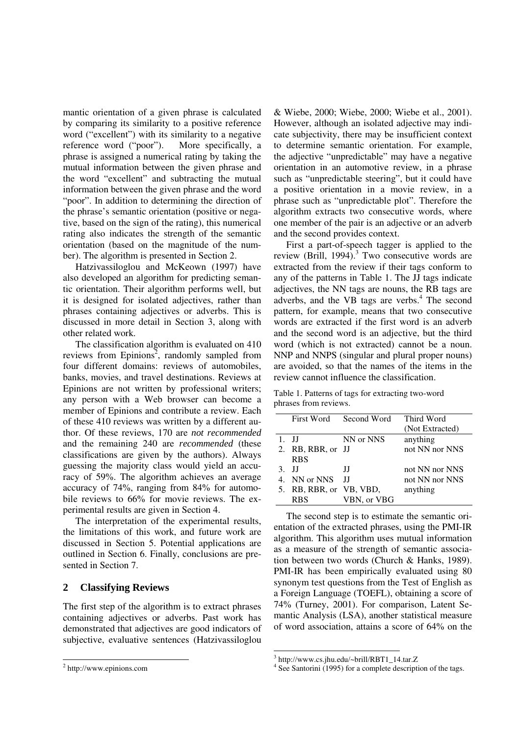mantic orientation of a given phrase is calculated by comparing its similarity to a positive reference word ("excellent") with its similarity to a negative reference word ("poor"). More specifically, a phrase is assigned a numerical rating by taking the mutual information between the given phrase and the word "excellent" and subtracting the mutual information between the given phrase and the word "poor". In addition to determining the direction of the phrase's semantic orientation (positive or negative, based on the sign of the rating), this numerical rating also indicates the strength of the semantic orientation (based on the magnitude of the number). The algorithm is presented in Section 2.

Hatzivassiloglou and McKeown (1997) have also developed an algorithm for predicting semantic orientation. Their algorithm performs well, but it is designed for isolated adjectives, rather than phrases containing adjectives or adverbs. This is discussed in more detail in Section 3, along with other related work.

The classification algorithm is evaluated on 410 reviews from Epinions[2], randomly sampled from four different domains: reviews of automobiles, banks, movies, and travel destinations. Reviews at Epinions are not written by professional writers; any person with a Web browser can become a member of Epinions and contribute a review. Each of these 410 reviews was written by a different author. Of these reviews, 170 are *not recommended* and the remaining 240 are *recommended* (these classifications are given by the authors). Always guessing the majority class would yield an accuracy of 59%. The algorithm achieves an average accuracy of 74%, ranging from 84% for automobile reviews to 66% for movie reviews. The experimental results are given in Section 4.

The interpretation of the experimental results, the limitations of this work, and future work are discussed in Section 5. Potential applications are outlined in Section 6. Finally, conclusions are presented in Section 7.

## 2 Classifying Reviews

The first step of the algorithm is to extract phrases containing adjectives or adverbs. Past work has demonstrated that adjectives are good indicators of subjective, evaluative sentences (Hatzivassiloglou & Wiebe, 2000; Wiebe, 2000; Wiebe et al., 2001). However, although an isolated adjective may indicate subjectivity, there may be insufficient context to determine semantic orientation. For example, the adjective "unpredictable" may have a negative orientation in an automotive review, in a phrase such as "unpredictable steering", but it could have a positive orientation in a movie review, in a phrase such as "unpredictable plot". Therefore the algorithm extracts two consecutive words, where one member of the pair is an adjective or an adverb and the second provides context.

First a part-of-speech tagger is applied to the review (Brill, 1994).[3] Two consecutive words are extracted from the review if their tags conform to any of the patterns in Table 1. The JJ tags indicate adjectives, the NN tags are nouns, the RB tags are adverbs, and the VB tags are verbs.[4] The second pattern, for example, means that two consecutive words are extracted if the first word is an adverb and the second word is an adjective, but the third word (which is not extracted) cannot be a noun. NNP and NNPS (singular and plural proper nouns) are avoided, so that the names of the items in the review cannot influence the classification.

Table 1. Patterns of tags for extracting two-word phrases from reviews.

| | First Word | Second Word | Third Word (Not Extracted) |
|---|---|---|---|
| 1. | JJ | NN or NNS | anything |
| 2. | RB, RBR, or RBS | JJ | not NN nor NNS |
| 3. | JJ | JJ | not NN nor NNS |
| 4. | NN or NNS | JJ | not NN nor NNS |
| 5. | RB, RBR, or RBS | VB, VBD, VBN, or VBG | anything |

The second step is to estimate the semantic orientation of the extracted phrases, using the PMI-IR algorithm. This algorithm uses mutual information as a measure of the strength of semantic association between two words (Church & Hanks, 1989). PMI-IR has been empirically evaluated using 80 synonym test questions from the Test of English as a Foreign Language (TOEFL), obtaining a score of 74% (Turney, 2001). For comparison, Latent Semantic Analysis (LSA), another statistical measure of word association, attains a score of 64% on the

[2] http://www.epinions.com

[3] http://www.cs.jhu.edu/~brill/RBT1_14.tar.Z

[4] See Santorini (1995) for a complete description of the tags.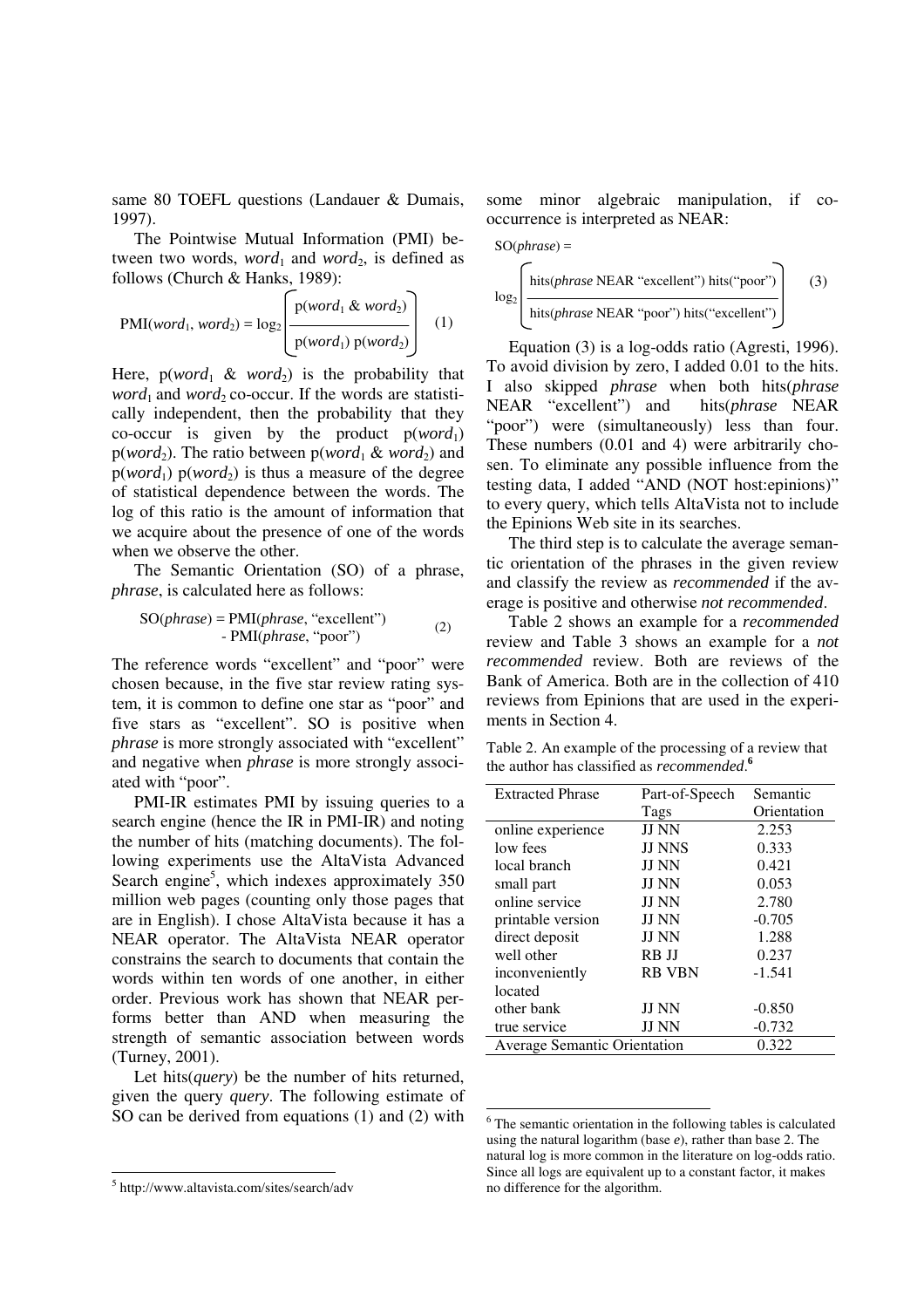same 80 TOEFL questions (Landauer & Dumais, 1997).

The Pointwise Mutual Information (PMI) between two words, $word_1$ and $word_2$, is defined as follows (Church & Hanks, 1989):

$$\text{PMI}(word_1, word_2) = \log_2 \left( \frac{\text{p}(word_1 \;\&\; word_2)}{\text{p}(word_1)\ \text{p}(word_2)} \right) \quad (1)$$

Here, $\text{p}(word_1 \;\&\; word_2)$ is the probability that $word_1$ and $word_2$ co-occur. If the words are statistically independent, then the probability that they co-occur is given by the product $\text{p}(word_1)$ $\text{p}(word_2)$. The ratio between $\text{p}(word_1 \;\&\; word_2)$ and $\text{p}(word_1)\ \text{p}(word_2)$ is thus a measure of the degree of statistical dependence between the words. The log of this ratio is the amount of information that we acquire about the presence of one of the words when we observe the other.

The Semantic Orientation (SO) of a phrase, *phrase*, is calculated here as follows:

$$\text{SO}(phrase) = \text{PMI}(phrase, \text{“excellent”}) - \text{PMI}(phrase, \text{“poor”}) \quad (2)$$

The reference words “excellent” and “poor” were chosen because, in the five star review rating system, it is common to define one star as “poor” and five stars as “excellent”. SO is positive when *phrase* is more strongly associated with “excellent” and negative when *phrase* is more strongly associated with “poor”.

PMI-IR estimates PMI by issuing queries to a search engine (hence the IR in PMI-IR) and noting the number of hits (matching documents). The following experiments use the AltaVista Advanced Search engine[5], which indexes approximately 350 million web pages (counting only those pages that are in English). I chose AltaVista because it has a NEAR operator. The AltaVista NEAR operator constrains the search to documents that contain the words within ten words of one another, in either order. Previous work has shown that NEAR performs better than AND when measuring the strength of semantic association between words (Turney, 2001).

Let hits(*query*) be the number of hits returned, given the query *query*. The following estimate of SO can be derived from equations (1) and (2) with some minor algebraic manipulation, if co-occurrence is interpreted as NEAR:

$$\text{SO}(phrase) = \log_2 \left( \frac{\text{hits}(phrase \text{ NEAR “excellent”})\ \text{hits}(\text{“poor”})}{\text{hits}(phrase \text{ NEAR “poor”})\ \text{hits}(\text{“excellent”})} \right) \quad (3)$$

Equation (3) is a log-odds ratio (Agresti, 1996). To avoid division by zero, I added 0.01 to the hits. I also skipped *phrase* when both hits(*phrase* NEAR “excellent”) and hits(*phrase* NEAR “poor”) were (simultaneously) less than four. These numbers (0.01 and 4) were arbitrarily chosen. To eliminate any possible influence from the testing data, I added “AND (NOT host:epinions)” to every query, which tells AltaVista not to include the Epinions Web site in its searches.

The third step is to calculate the average semantic orientation of the phrases in the given review and classify the review as *recommended* if the average is positive and otherwise *not recommended*.

Table 2 shows an example for a *recommended* review and Table 3 shows an example for a *not recommended* review. Both are reviews of the Bank of America. Both are in the collection of 410 reviews from Epinions that are used in the experiments in Section 4.

Table 2. An example of the processing of a review that the author has classified as *recommended*.[6]

| Extracted Phrase | Part-of-Speech Tags | Semantic Orientation |
|---|---|---|
| online experience | JJ NN | 2.253 |
| low fees | JJ NNS | 0.333 |
| local branch | JJ NN | 0.421 |
| small part | JJ NN | 0.053 |
| online service | JJ NN | 2.780 |
| printable version | JJ NN | -0.705 |
| direct deposit | JJ NN | 1.288 |
| well other | RB JJ | 0.237 |
| inconveniently located | RB VBN | -1.541 |
| other bank | JJ NN | -0.850 |
| true service | JJ NN | -0.732 |
| Average Semantic Orientation | | 0.322 |

[5] http://www.altavista.com/sites/search/adv

[6] The semantic orientation in the following tables is calculated using the natural logarithm (base *e*), rather than base 2. The natural log is more common in the literature on log-odds ratio. Since all logs are equivalent up to a constant factor, it makes no difference for the algorithm.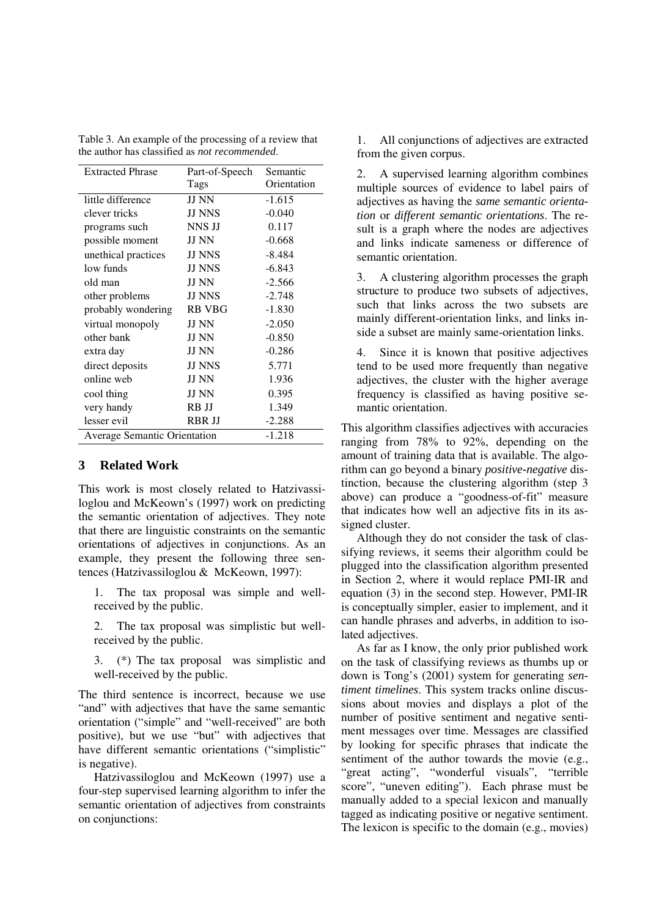Table 3. An example of the processing of a review that the author has classified as *not recommended*.

| Extracted Phrase | Part-of-Speech Tags | Semantic Orientation |
|---|---|---|
| little difference | JJ NN | -1.615 |
| clever tricks | JJ NNS | -0.040 |
| programs such | NNS JJ | 0.117 |
| possible moment | JJ NN | -0.668 |
| unethical practices | JJ NNS | -8.484 |
| low funds | JJ NNS | -6.843 |
| old man | JJ NN | -2.566 |
| other problems | JJ NNS | -2.748 |
| probably wondering | RB VBG | -1.830 |
| virtual monopoly | JJ NN | -2.050 |
| other bank | JJ NN | -0.850 |
| extra day | JJ NN | -0.286 |
| direct deposits | JJ NNS | 5.771 |
| online web | JJ NN | 1.936 |
| cool thing | JJ NN | 0.395 |
| very handy | RB JJ | 1.349 |
| lesser evil | RBR JJ | -2.288 |
| Average Semantic Orientation | | -1.218 |

## 3 Related Work

This work is most closely related to Hatzivassiloglou and McKeown's (1997) work on predicting the semantic orientation of adjectives. They note that there are linguistic constraints on the semantic orientations of adjectives in conjunctions. As an example, they present the following three sentences (Hatzivassiloglou & McKeown, 1997):

1. The tax proposal was simple and well-received by the public.

2. The tax proposal was simplistic but well-received by the public.

3. (*) The tax proposal was simplistic and well-received by the public.

The third sentence is incorrect, because we use "and" with adjectives that have the same semantic orientation ("simple" and "well-received" are both positive), but we use "but" with adjectives that have different semantic orientations ("simplistic" is negative).

Hatzivassiloglou and McKeown (1997) use a four-step supervised learning algorithm to infer the semantic orientation of adjectives from constraints on conjunctions:

1. All conjunctions of adjectives are extracted from the given corpus.

2. A supervised learning algorithm combines multiple sources of evidence to label pairs of adjectives as having the *same semantic orientation* or *different semantic orientations*. The result is a graph where the nodes are adjectives and links indicate sameness or difference of semantic orientation.

3. A clustering algorithm processes the graph structure to produce two subsets of adjectives, such that links across the two subsets are mainly different-orientation links, and links inside a subset are mainly same-orientation links.

4. Since it is known that positive adjectives tend to be used more frequently than negative adjectives, the cluster with the higher average frequency is classified as having positive semantic orientation.

This algorithm classifies adjectives with accuracies ranging from 78% to 92%, depending on the amount of training data that is available. The algorithm can go beyond a binary *positive-negative* distinction, because the clustering algorithm (step 3 above) can produce a "goodness-of-fit" measure that indicates how well an adjective fits in its assigned cluster.

Although they do not consider the task of classifying reviews, it seems their algorithm could be plugged into the classification algorithm presented in Section 2, where it would replace PMI-IR and equation (3) in the second step. However, PMI-IR is conceptually simpler, easier to implement, and it can handle phrases and adverbs, in addition to isolated adjectives.

As far as I know, the only prior published work on the task of classifying reviews as thumbs up or down is Tong's (2001) system for generating *sentiment timelines*. This system tracks online discussions about movies and displays a plot of the number of positive sentiment and negative sentiment messages over time. Messages are classified by looking for specific phrases that indicate the sentiment of the author towards the movie (e.g., "great acting", "wonderful visuals", "terrible score", "uneven editing"). Each phrase must be manually added to a special lexicon and manually tagged as indicating positive or negative sentiment. The lexicon is specific to the domain (e.g., movies)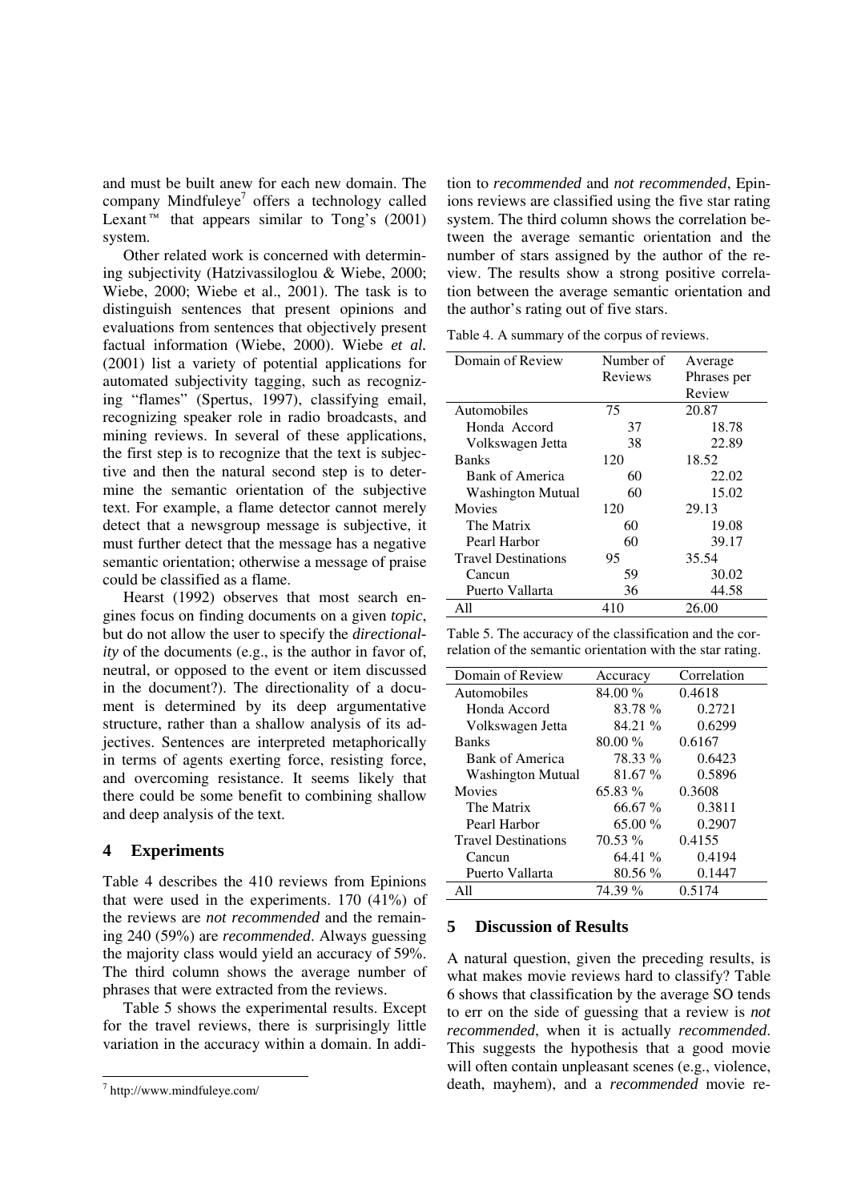and must be built anew for each new domain. The company Mindfuleye[7] offers a technology called Lexant™ that appears similar to Tong's (2001) system.

Other related work is concerned with determining subjectivity (Hatzivassiloglou & Wiebe, 2000; Wiebe, 2000; Wiebe et al., 2001). The task is to distinguish sentences that present opinions and evaluations from sentences that objectively present factual information (Wiebe, 2000). Wiebe *et al.* (2001) list a variety of potential applications for automated subjectivity tagging, such as recognizing "flames" (Spertus, 1997), classifying email, recognizing speaker role in radio broadcasts, and mining reviews. In several of these applications, the first step is to recognize that the text is subjective and then the natural second step is to determine the semantic orientation of the subjective text. For example, a flame detector cannot merely detect that a newsgroup message is subjective, it must further detect that the message has a negative semantic orientation; otherwise a message of praise could be classified as a flame.

Hearst (1992) observes that most search engines focus on finding documents on a given *topic*, but do not allow the user to specify the *directionality* of the documents (e.g., is the author in favor of, neutral, or opposed to the event or item discussed in the document?). The directionality of a document is determined by its deep argumentative structure, rather than a shallow analysis of its adjectives. Sentences are interpreted metaphorically in terms of agents exerting force, resisting force, and overcoming resistance. It seems likely that there could be some benefit to combining shallow and deep analysis of the text.

## 4 Experiments

Table 4 describes the 410 reviews from Epinions that were used in the experiments. 170 (41%) of the reviews are *not recommended* and the remaining 240 (59%) are *recommended*. Always guessing the majority class would yield an accuracy of 59%. The third column shows the average number of phrases that were extracted from the reviews.

Table 5 shows the experimental results. Except for the travel reviews, there is surprisingly little variation in the accuracy within a domain. In addition to *recommended* and *not recommended*, Epinions reviews are classified using the five star rating system. The third column shows the correlation between the average semantic orientation and the number of stars assigned by the author of the review. The results show a strong positive correlation between the average semantic orientation and the author's rating out of five stars.

Table 4. A summary of the corpus of reviews.

| Domain of Review | Number of Reviews | Average Phrases per Review |
|---|---|---|
| Automobiles | 75 | 20.87 |
| Honda Accord | 37 | 18.78 |
| Volkswagen Jetta | 38 | 22.89 |
| Banks | 120 | 18.52 |
| Bank of America | 60 | 22.02 |
| Washington Mutual | 60 | 15.02 |
| Movies | 120 | 29.13 |
| The Matrix | 60 | 19.08 |
| Pearl Harbor | 60 | 39.17 |
| Travel Destinations | 95 | 35.54 |
| Cancun | 59 | 30.02 |
| Puerto Vallarta | 36 | 44.58 |
| All | 410 | 26.00 |

Table 5. The accuracy of the classification and the correlation of the semantic orientation with the star rating.

| Domain of Review | Accuracy | Correlation |
|---|---|---|
| Automobiles | 84.00 % | 0.4618 |
| Honda Accord | 83.78 % | 0.2721 |
| Volkswagen Jetta | 84.21 % | 0.6299 |
| Banks | 80.00 % | 0.6167 |
| Bank of America | 78.33 % | 0.6423 |
| Washington Mutual | 81.67 % | 0.5896 |
| Movies | 65.83 % | 0.3608 |
| The Matrix | 66.67 % | 0.3811 |
| Pearl Harbor | 65.00 % | 0.2907 |
| Travel Destinations | 70.53 % | 0.4155 |
| Cancun | 64.41 % | 0.4194 |
| Puerto Vallarta | 80.56 % | 0.1447 |
| All | 74.39 % | 0.5174 |

## 5 Discussion of Results

A natural question, given the preceding results, is what makes movie reviews hard to classify? Table 6 shows that classification by the average SO tends to err on the side of guessing that a review is *not recommended*, when it is actually *recommended*. This suggests the hypothesis that a good movie will often contain unpleasant scenes (e.g., violence, death, mayhem), and a *recommended* movie re-

[7] http://www.mindfuleye.com/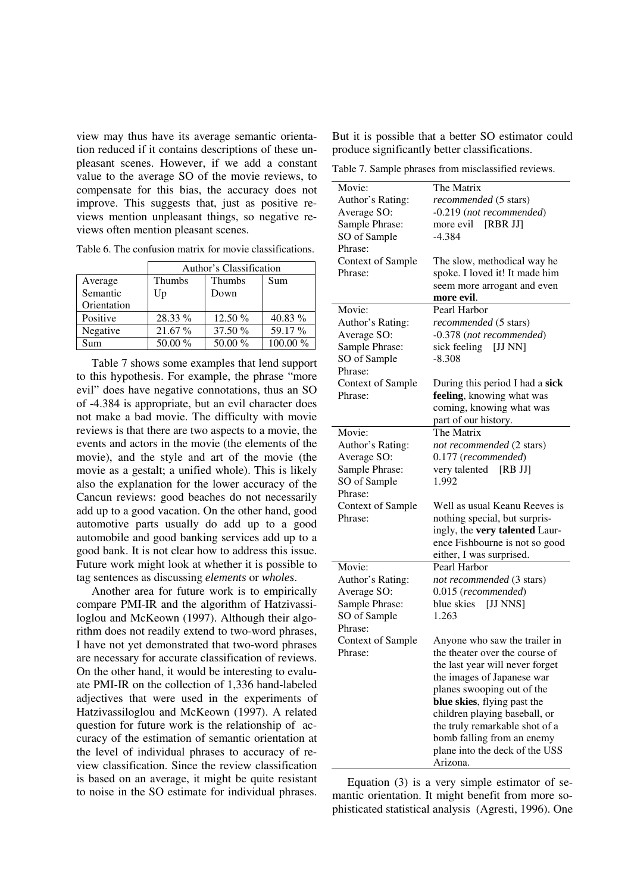view may thus have its average semantic orientation reduced if it contains descriptions of these unpleasant scenes. However, if we add a constant value to the average SO of the movie reviews, to compensate for this bias, the accuracy does not improve. This suggests that, just as positive reviews mention unpleasant things, so negative reviews often mention pleasant scenes.

Table 6. The confusion matrix for movie classifications.

| | Author's Classification | | |
|---|---|---|---|
| Average Semantic Orientation | Thumbs Up | Thumbs Down | Sum |
| Positive | 28.33 % | 12.50 % | 40.83 % |
| Negative | 21.67 % | 37.50 % | 59.17 % |
| Sum | 50.00 % | 50.00 % | 100.00 % |

Table 7 shows some examples that lend support to this hypothesis. For example, the phrase "more evil" does have negative connotations, thus an SO of -4.384 is appropriate, but an evil character does not make a bad movie. The difficulty with movie reviews is that there are two aspects to a movie, the events and actors in the movie (the elements of the movie), and the style and art of the movie (the movie as a gestalt; a unified whole). This is likely also the explanation for the lower accuracy of the Cancun reviews: good beaches do not necessarily add up to a good vacation. On the other hand, good automotive parts usually do add up to a good automobile and good banking services add up to a good bank. It is not clear how to address this issue. Future work might look at whether it is possible to tag sentences as discussing *elements* or *wholes*.

Another area for future work is to empirically compare PMI-IR and the algorithm of Hatzivassiloglou and McKeown (1997). Although their algorithm does not readily extend to two-word phrases, I have not yet demonstrated that two-word phrases are necessary for accurate classification of reviews. On the other hand, it would be interesting to evaluate PMI-IR on the collection of 1,336 hand-labeled adjectives that were used in the experiments of Hatzivassiloglou and McKeown (1997). A related question for future work is the relationship of accuracy of the estimation of semantic orientation at the level of individual phrases to accuracy of review classification. Since the review classification is based on an average, it might be quite resistant to noise in the SO estimate for individual phrases. But it is possible that a better SO estimator could produce significantly better classifications.

Table 7. Sample phrases from misclassified reviews.

| | |
|---|---|
| Movie: | The Matrix |
| Author's Rating: | *recommended* (5 stars) |
| Average SO: | -0.219 (*not recommended*) |
| Sample Phrase: | more evil [RBR JJ] |
| SO of Sample Phrase: | -4.384 |
| Context of Sample Phrase: | The slow, methodical way he spoke. I loved it! It made him seem more arrogant and even **more evil**. |
| Movie: | Pearl Harbor |
| Author's Rating: | *recommended* (5 stars) |
| Average SO: | -0.378 (*not recommended*) |
| Sample Phrase: | sick feeling [JJ NN] |
| SO of Sample Phrase: | -8.308 |
| Context of Sample Phrase: | During this period I had a **sick feeling**, knowing what was coming, knowing what was part of our history. |
| Movie: | The Matrix |
| Author's Rating: | *not recommended* (2 stars) |
| Average SO: | 0.177 (*recommended*) |
| Sample Phrase: | very talented [RB JJ] |
| SO of Sample Phrase: | 1.992 |
| Context of Sample Phrase: | Well as usual Keanu Reeves is nothing special, but surprisingly, the **very talented** Laurence Fishbourne is not so good either, I was surprised. |
| Movie: | Pearl Harbor |
| Author's Rating: | *not recommended* (3 stars) |
| Average SO: | 0.015 (*recommended*) |
| Sample Phrase: | blue skies [JJ NNS] |
| SO of Sample Phrase: | 1.263 |
| Context of Sample Phrase: | Anyone who saw the trailer in the theater over the course of the last year will never forget the images of Japanese war planes swooping out of the **blue skies**, flying past the children playing baseball, or the truly remarkable shot of a bomb falling from an enemy plane into the deck of the USS Arizona. |

Equation (3) is a very simple estimator of semantic orientation. It might benefit from more sophisticated statistical analysis (Agresti, 1996). One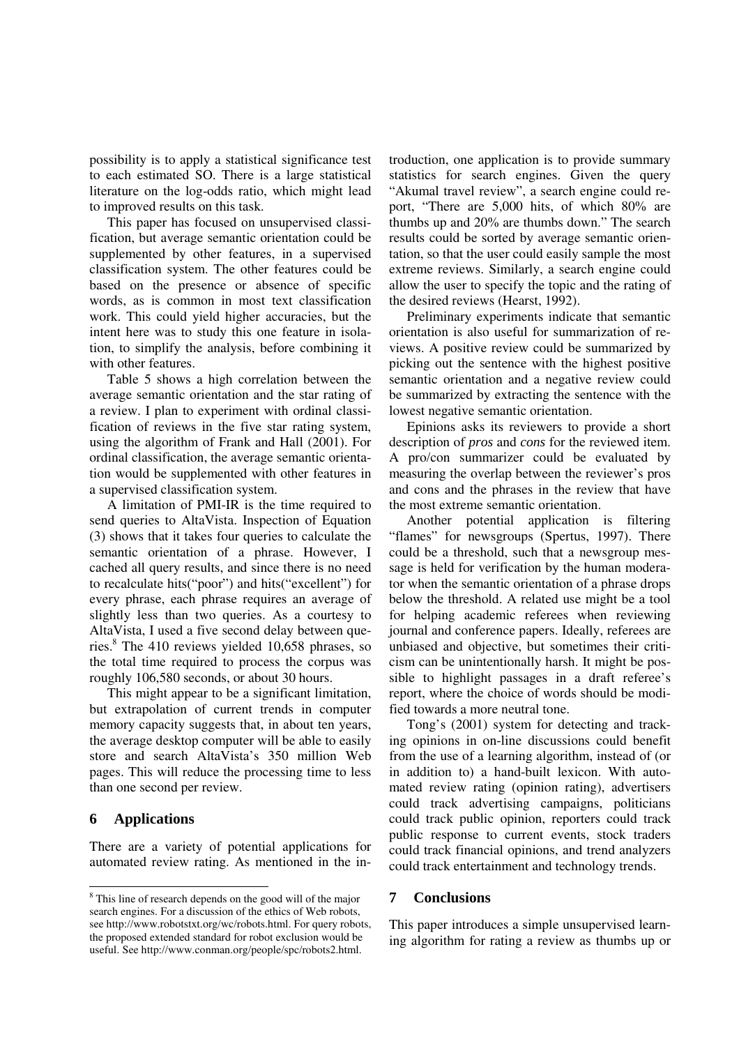possibility is to apply a statistical significance test to each estimated SO. There is a large statistical literature on the log-odds ratio, which might lead to improved results on this task.

This paper has focused on unsupervised classification, but average semantic orientation could be supplemented by other features, in a supervised classification system. The other features could be based on the presence or absence of specific words, as is common in most text classification work. This could yield higher accuracies, but the intent here was to study this one feature in isolation, to simplify the analysis, before combining it with other features.

Table 5 shows a high correlation between the average semantic orientation and the star rating of a review. I plan to experiment with ordinal classification of reviews in the five star rating system, using the algorithm of Frank and Hall (2001). For ordinal classification, the average semantic orientation would be supplemented with other features in a supervised classification system.

A limitation of PMI-IR is the time required to send queries to AltaVista. Inspection of Equation (3) shows that it takes four queries to calculate the semantic orientation of a phrase. However, I cached all query results, and since there is no need to recalculate hits("poor") and hits("excellent") for every phrase, each phrase requires an average of slightly less than two queries. As a courtesy to AltaVista, I used a five second delay between queries.[8] The 410 reviews yielded 10,658 phrases, so the total time required to process the corpus was roughly 106,580 seconds, or about 30 hours.

This might appear to be a significant limitation, but extrapolation of current trends in computer memory capacity suggests that, in about ten years, the average desktop computer will be able to easily store and search AltaVista's 350 million Web pages. This will reduce the processing time to less than one second per review.

## 6 Applications

There are a variety of potential applications for automated review rating. As mentioned in the introduction, one application is to provide summary statistics for search engines. Given the query "Akumal travel review", a search engine could report, "There are 5,000 hits, of which 80% are thumbs up and 20% are thumbs down." The search results could be sorted by average semantic orientation, so that the user could easily sample the most extreme reviews. Similarly, a search engine could allow the user to specify the topic and the rating of the desired reviews (Hearst, 1992).

Preliminary experiments indicate that semantic orientation is also useful for summarization of reviews. A positive review could be summarized by picking out the sentence with the highest positive semantic orientation and a negative review could be summarized by extracting the sentence with the lowest negative semantic orientation.

Epinions asks its reviewers to provide a short description of *pros* and *cons* for the reviewed item. A pro/con summarizer could be evaluated by measuring the overlap between the reviewer's pros and cons and the phrases in the review that have the most extreme semantic orientation.

Another potential application is filtering "flames" for newsgroups (Spertus, 1997). There could be a threshold, such that a newsgroup message is held for verification by the human moderator when the semantic orientation of a phrase drops below the threshold. A related use might be a tool for helping academic referees when reviewing journal and conference papers. Ideally, referees are unbiased and objective, but sometimes their criticism can be unintentionally harsh. It might be possible to highlight passages in a draft referee's report, where the choice of words should be modified towards a more neutral tone.

Tong's (2001) system for detecting and tracking opinions in on-line discussions could benefit from the use of a learning algorithm, instead of (or in addition to) a hand-built lexicon. With automated review rating (opinion rating), advertisers could track advertising campaigns, politicians could track public opinion, reporters could track public response to current events, stock traders could track financial opinions, and trend analyzers could track entertainment and technology trends.

## 7 Conclusions

This paper introduces a simple unsupervised learning algorithm for rating a review as thumbs up or

---

[8] This line of research depends on the good will of the major search engines. For a discussion of the ethics of Web robots, see http://www.robotstxt.org/wc/robots.html. For query robots, the proposed extended standard for robot exclusion would be useful. See http://www.conman.org/people/spc/robots2.html.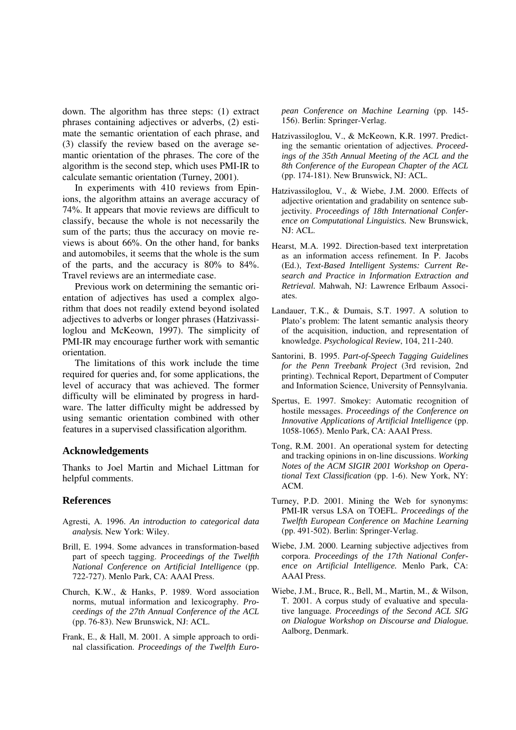down. The algorithm has three steps: (1) extract phrases containing adjectives or adverbs, (2) estimate the semantic orientation of each phrase, and (3) classify the review based on the average semantic orientation of the phrases. The core of the algorithm is the second step, which uses PMI-IR to calculate semantic orientation (Turney, 2001).

In experiments with 410 reviews from Epinions, the algorithm attains an average accuracy of 74%. It appears that movie reviews are difficult to classify, because the whole is not necessarily the sum of the parts; thus the accuracy on movie reviews is about 66%. On the other hand, for banks and automobiles, it seems that the whole is the sum of the parts, and the accuracy is 80% to 84%. Travel reviews are an intermediate case.

Previous work on determining the semantic orientation of adjectives has used a complex algorithm that does not readily extend beyond isolated adjectives to adverbs or longer phrases (Hatzivassiloglou and McKeown, 1997). The simplicity of PMI-IR may encourage further work with semantic orientation.

The limitations of this work include the time required for queries and, for some applications, the level of accuracy that was achieved. The former difficulty will be eliminated by progress in hardware. The latter difficulty might be addressed by using semantic orientation combined with other features in a supervised classification algorithm.

## Acknowledgements

Thanks to Joel Martin and Michael Littman for helpful comments.

## References

Agresti, A. 1996. *An introduction to categorical data analysis.* New York: Wiley.

Brill, E. 1994. Some advances in transformation-based part of speech tagging. *Proceedings of the Twelfth National Conference on Artificial Intelligence* (pp. 722-727). Menlo Park, CA: AAAI Press.

Church, K.W., & Hanks, P. 1989. Word association norms, mutual information and lexicography. *Proceedings of the 27th Annual Conference of the ACL* (pp. 76-83). New Brunswick, NJ: ACL.

Frank, E., & Hall, M. 2001. A simple approach to ordinal classification. *Proceedings of the Twelfth European Conference on Machine Learning* (pp. 145-156). Berlin: Springer-Verlag.

Hatzivassiloglou, V., & McKeown, K.R. 1997. Predicting the semantic orientation of adjectives. *Proceedings of the 35th Annual Meeting of the ACL and the 8th Conference of the European Chapter of the ACL* (pp. 174-181). New Brunswick, NJ: ACL.

Hatzivassiloglou, V., & Wiebe, J.M. 2000. Effects of adjective orientation and gradability on sentence subjectivity. *Proceedings of 18th International Conference on Computational Linguistics.* New Brunswick, NJ: ACL.

Hearst, M.A. 1992. Direction-based text interpretation as an information access refinement. In P. Jacobs (Ed.), *Text-Based Intelligent Systems: Current Research and Practice in Information Extraction and Retrieval.* Mahwah, NJ: Lawrence Erlbaum Associates.

Landauer, T.K., & Dumais, S.T. 1997. A solution to Plato's problem: The latent semantic analysis theory of the acquisition, induction, and representation of knowledge. *Psychological Review*, 104, 211-240.

Santorini, B. 1995. *Part-of-Speech Tagging Guidelines for the Penn Treebank Project* (3rd revision, 2nd printing). Technical Report, Department of Computer and Information Science, University of Pennsylvania.

Spertus, E. 1997. Smokey: Automatic recognition of hostile messages. *Proceedings of the Conference on Innovative Applications of Artificial Intelligence* (pp. 1058-1065). Menlo Park, CA: AAAI Press.

Tong, R.M. 2001. An operational system for detecting and tracking opinions in on-line discussions. *Working Notes of the ACM SIGIR 2001 Workshop on Operational Text Classification* (pp. 1-6). New York, NY: ACM.

Turney, P.D. 2001. Mining the Web for synonyms: PMI-IR versus LSA on TOEFL. *Proceedings of the Twelfth European Conference on Machine Learning* (pp. 491-502). Berlin: Springer-Verlag.

Wiebe, J.M. 2000. Learning subjective adjectives from corpora. *Proceedings of the 17th National Conference on Artificial Intelligence.* Menlo Park, CA: AAAI Press.

Wiebe, J.M., Bruce, R., Bell, M., Martin, M., & Wilson, T. 2001. A corpus study of evaluative and speculative language. *Proceedings of the Second ACL SIG on Dialogue Workshop on Discourse and Dialogue.* Aalborg, Denmark.